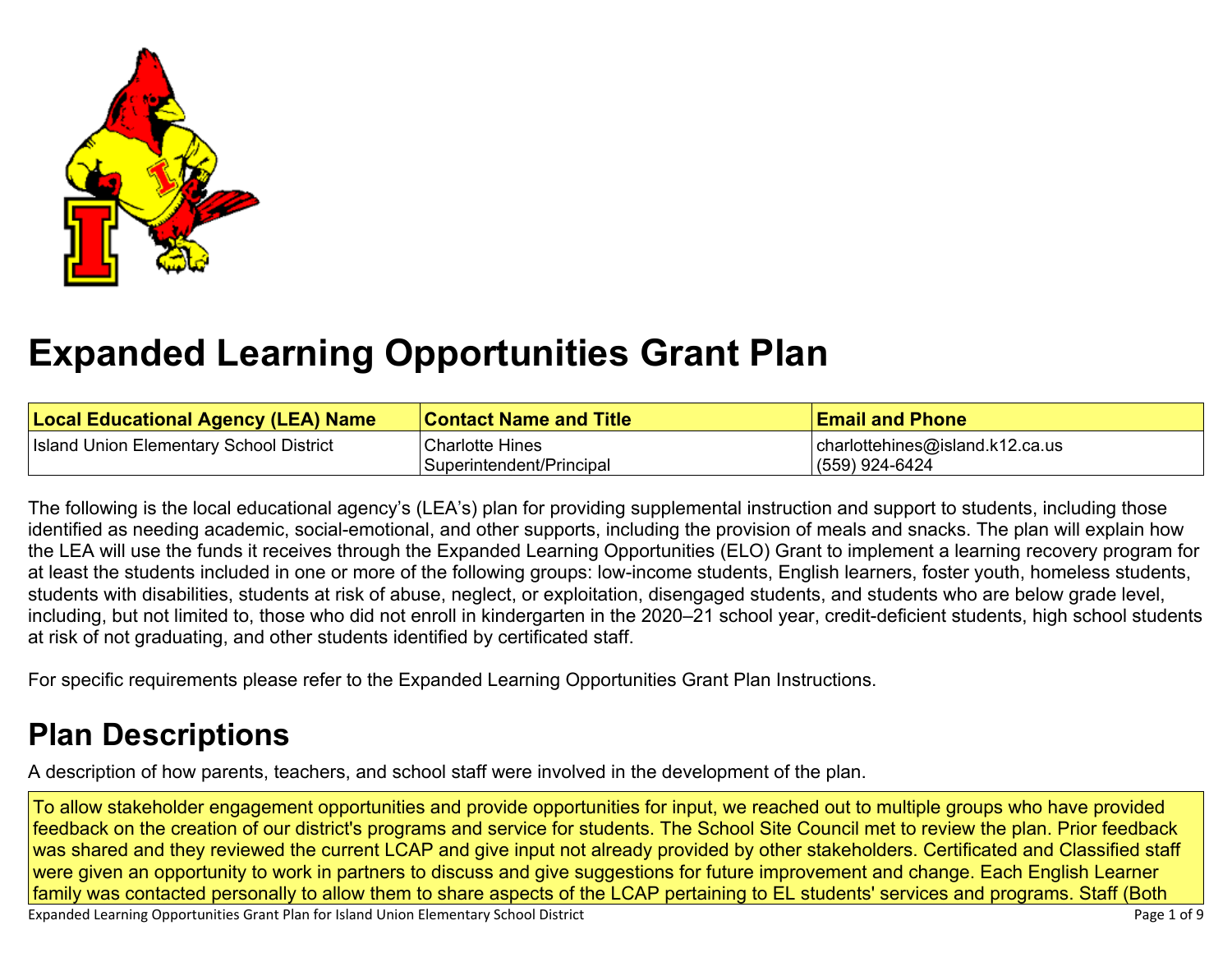# Expanded Learning Opportunities Grant Plan

| Local Educational Agency (LEA) Name | Contact Name and Title | Email and Phone |
|---|---|---|
| Island Union Elementary School District | Charlotte Hines<br>Superintendent/Principal | charlottehines@island.k12.ca.us<br>(559) 924-6424 |

The following is the local educational agency's (LEA's) plan for providing supplemental instruction and support to students, including those identified as needing academic, social-emotional, and other supports, including the provision of meals and snacks. The plan will explain how the LEA will use the funds it receives through the Expanded Learning Opportunities (ELO) Grant to implement a learning recovery program for at least the students included in one or more of the following groups: low-income students, English learners, foster youth, homeless students, students with disabilities, students at risk of abuse, neglect, or exploitation, disengaged students, and students who are below grade level, including, but not limited to, those who did not enroll in kindergarten in the 2020–21 school year, credit-deficient students, high school students at risk of not graduating, and other students identified by certificated staff.

For specific requirements please refer to the Expanded Learning Opportunities Grant Plan Instructions.

## Plan Descriptions

A description of how parents, teachers, and school staff were involved in the development of the plan.

To allow stakeholder engagement opportunities and provide opportunities for input, we reached out to multiple groups who have provided feedback on the creation of our district's programs and service for students. The School Site Council met to review the plan. Prior feedback was shared and they reviewed the current LCAP and give input not already provided by other stakeholders. Certificated and Classified staff were given an opportunity to work in partners to discuss and give suggestions for future improvement and change. Each English Learner family was contacted personally to allow them to share aspects of the LCAP pertaining to EL students' services and programs. Staff (Both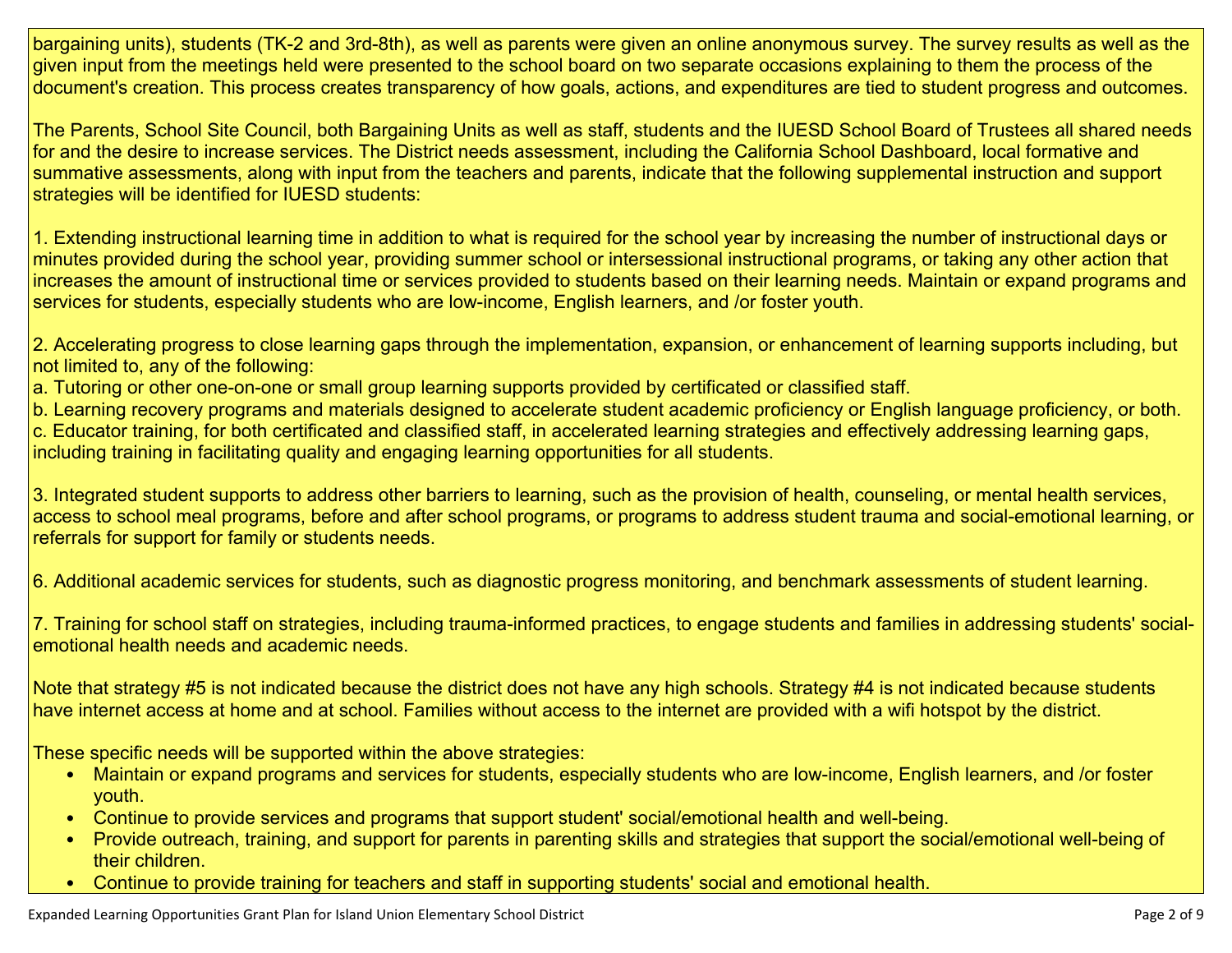bargaining units), students (TK-2 and 3rd-8th), as well as parents were given an online anonymous survey. The survey results as well as the given input from the meetings held were presented to the school board on two separate occasions explaining to them the process of the document's creation. This process creates transparency of how goals, actions, and expenditures are tied to student progress and outcomes.

The Parents, School Site Council, both Bargaining Units as well as staff, students and the IUESD School Board of Trustees all shared needs for and the desire to increase services. The District needs assessment, including the California School Dashboard, local formative and summative assessments, along with input from the teachers and parents, indicate that the following supplemental instruction and support strategies will be identified for IUESD students:

1. Extending instructional learning time in addition to what is required for the school year by increasing the number of instructional days or minutes provided during the school year, providing summer school or intersessional instructional programs, or taking any other action that increases the amount of instructional time or services provided to students based on their learning needs. Maintain or expand programs and services for students, especially students who are low-income, English learners, and /or foster youth.

2. Accelerating progress to close learning gaps through the implementation, expansion, or enhancement of learning supports including, but not limited to, any of the following:
a. Tutoring or other one-on-one or small group learning supports provided by certificated or classified staff.
b. Learning recovery programs and materials designed to accelerate student academic proficiency or English language proficiency, or both.
c. Educator training, for both certificated and classified staff, in accelerated learning strategies and effectively addressing learning gaps, including training in facilitating quality and engaging learning opportunities for all students.

3. Integrated student supports to address other barriers to learning, such as the provision of health, counseling, or mental health services, access to school meal programs, before and after school programs, or programs to address student trauma and social-emotional learning, or referrals for support for family or students needs.

6. Additional academic services for students, such as diagnostic progress monitoring, and benchmark assessments of student learning.

7. Training for school staff on strategies, including trauma-informed practices, to engage students and families in addressing students' social-emotional health needs and academic needs.

Note that strategy #5 is not indicated because the district does not have any high schools. Strategy #4 is not indicated because students have internet access at home and at school. Families without access to the internet are provided with a wifi hotspot by the district.

These specific needs will be supported within the above strategies:

- Maintain or expand programs and services for students, especially students who are low-income, English learners, and /or foster youth.
- Continue to provide services and programs that support student' social/emotional health and well-being.
- Provide outreach, training, and support for parents in parenting skills and strategies that support the social/emotional well-being of their children.
- Continue to provide training for teachers and staff in supporting students' social and emotional health.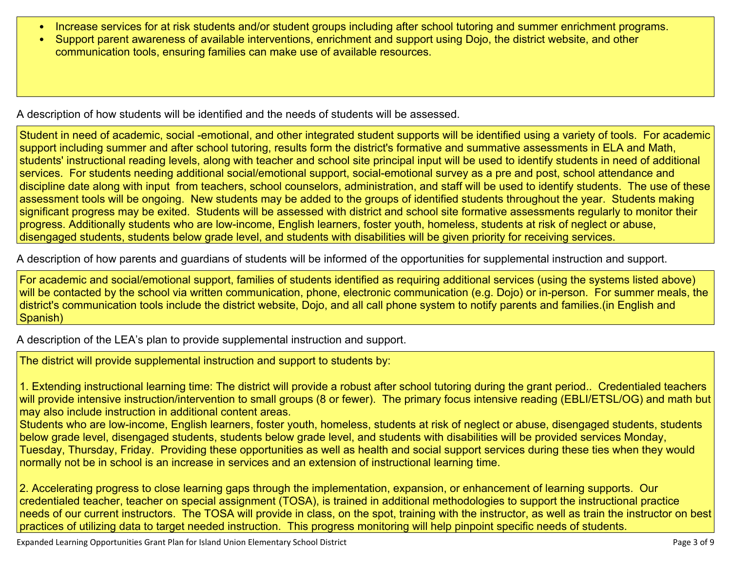- Increase services for at risk students and/or student groups including after school tutoring and summer enrichment programs.
- Support parent awareness of available interventions, enrichment and support using Dojo, the district website, and other communication tools, ensuring families can make use of available resources.

A description of how students will be identified and the needs of students will be assessed.

Student in need of academic, social -emotional, and other integrated student supports will be identified using a variety of tools. For academic support including summer and after school tutoring, results form the district's formative and summative assessments in ELA and Math, students' instructional reading levels, along with teacher and school site principal input will be used to identify students in need of additional services. For students needing additional social/emotional support, social-emotional survey as a pre and post, school attendance and discipline date along with input from teachers, school counselors, administration, and staff will be used to identify students. The use of these assessment tools will be ongoing. New students may be added to the groups of identified students throughout the year. Students making significant progress may be exited. Students will be assessed with district and school site formative assessments regularly to monitor their progress. Additionally students who are low-income, English learners, foster youth, homeless, students at risk of neglect or abuse, disengaged students, students below grade level, and students with disabilities will be given priority for receiving services.

A description of how parents and guardians of students will be informed of the opportunities for supplemental instruction and support.

For academic and social/emotional support, families of students identified as requiring additional services (using the systems listed above) will be contacted by the school via written communication, phone, electronic communication (e.g. Dojo) or in-person. For summer meals, the district's communication tools include the district website, Dojo, and all call phone system to notify parents and families.(in English and Spanish)

A description of the LEA's plan to provide supplemental instruction and support.

The district will provide supplemental instruction and support to students by:

1. Extending instructional learning time: The district will provide a robust after school tutoring during the grant period.. Credentialed teachers will provide intensive instruction/intervention to small groups (8 or fewer). The primary focus intensive reading (EBLI/ETSL/OG) and math but may also include instruction in additional content areas.
Students who are low-income, English learners, foster youth, homeless, students at risk of neglect or abuse, disengaged students, students below grade level, disengaged students, students below grade level, and students with disabilities will be provided services Monday, Tuesday, Thursday, Friday. Providing these opportunities as well as health and social support services during these ties when they would normally not be in school is an increase in services and an extension of instructional learning time.

2. Accelerating progress to close learning gaps through the implementation, expansion, or enhancement of learning supports. Our credentialed teacher, teacher on special assignment (TOSA), is trained in additional methodologies to support the instructional practice needs of our current instructors. The TOSA will provide in class, on the spot, training with the instructor, as well as train the instructor on best practices of utilizing data to target needed instruction. This progress monitoring will help pinpoint specific needs of students.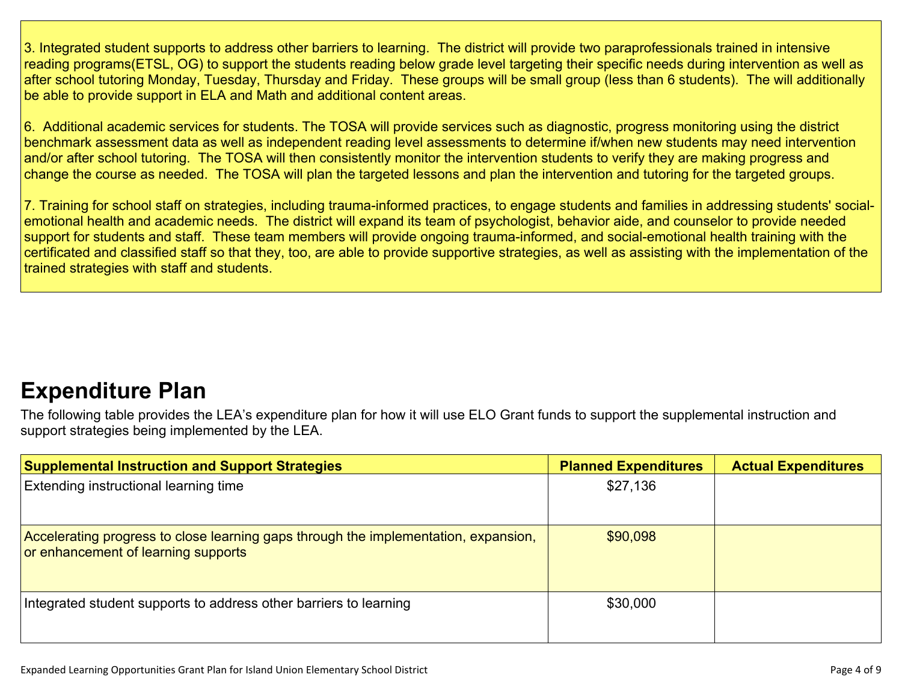3. Integrated student supports to address other barriers to learning. The district will provide two paraprofessionals trained in intensive reading programs(ETSL, OG) to support the students reading below grade level targeting their specific needs during intervention as well as after school tutoring Monday, Tuesday, Thursday and Friday. These groups will be small group (less than 6 students). The will additionally be able to provide support in ELA and Math and additional content areas.

6. Additional academic services for students. The TOSA will provide services such as diagnostic, progress monitoring using the district benchmark assessment data as well as independent reading level assessments to determine if/when new students may need intervention and/or after school tutoring. The TOSA will then consistently monitor the intervention students to verify they are making progress and change the course as needed. The TOSA will plan the targeted lessons and plan the intervention and tutoring for the targeted groups.

7. Training for school staff on strategies, including trauma-informed practices, to engage students and families in addressing students' social-emotional health and academic needs. The district will expand its team of psychologist, behavior aide, and counselor to provide needed support for students and staff. These team members will provide ongoing trauma-informed, and social-emotional health training with the certificated and classified staff so that they, too, are able to provide supportive strategies, as well as assisting with the implementation of the trained strategies with staff and students.

# Expenditure Plan

The following table provides the LEA's expenditure plan for how it will use ELO Grant funds to support the supplemental instruction and support strategies being implemented by the LEA.

| Supplemental Instruction and Support Strategies | Planned Expenditures | Actual Expenditures |
|---|---|---|
| Extending instructional learning time | $27,136 | |
| Accelerating progress to close learning gaps through the implementation, expansion, or enhancement of learning supports | $90,098 | |
| Integrated student supports to address other barriers to learning | $30,000 | |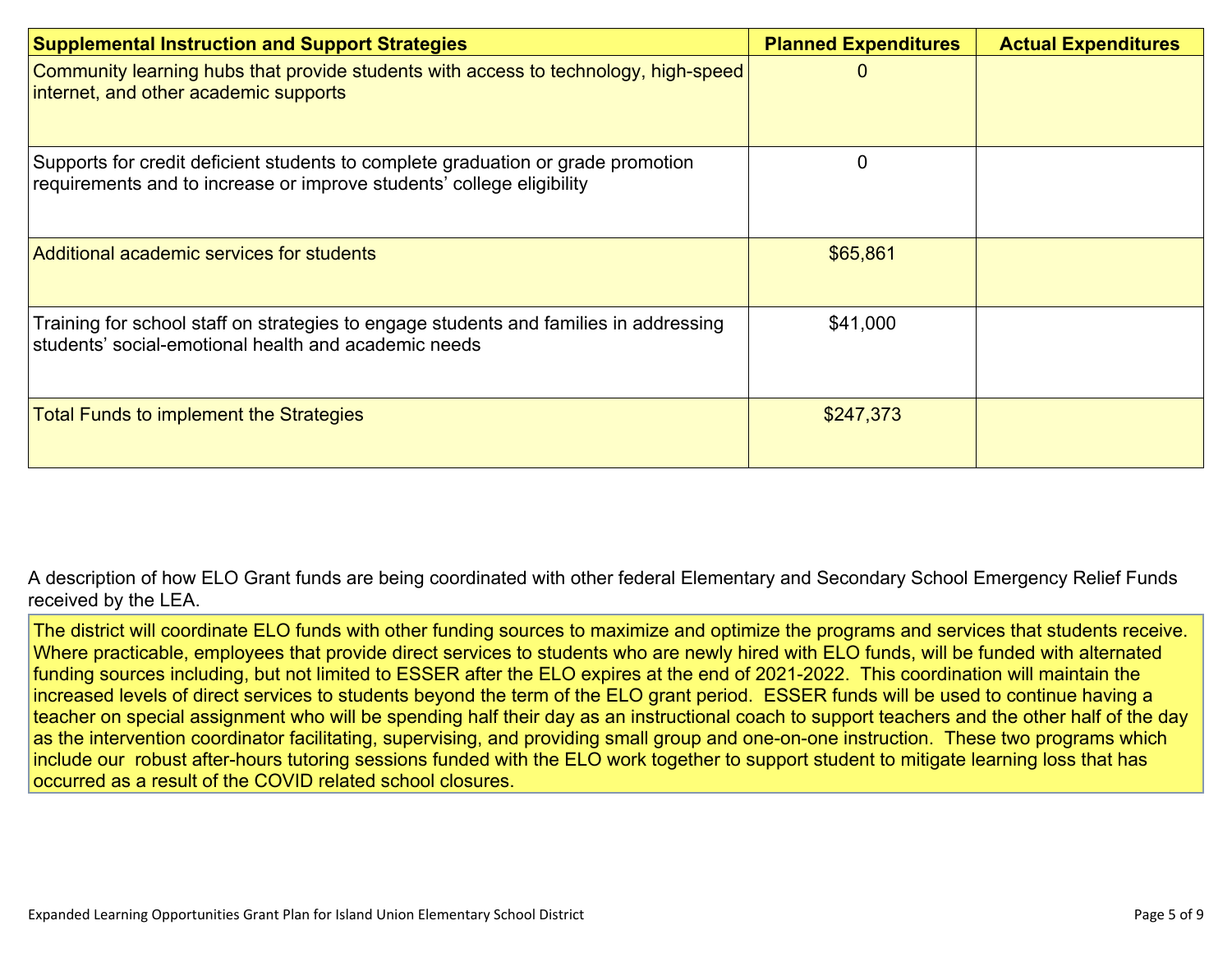| Supplemental Instruction and Support Strategies | Planned Expenditures | Actual Expenditures |
|---|---|---|
| Community learning hubs that provide students with access to technology, high-speed internet, and other academic supports | 0 | |
| Supports for credit deficient students to complete graduation or grade promotion requirements and to increase or improve students' college eligibility | 0 | |
| Additional academic services for students | $65,861 | |
| Training for school staff on strategies to engage students and families in addressing students' social-emotional health and academic needs | $41,000 | |
| Total Funds to implement the Strategies | $247,373 | |

A description of how ELO Grant funds are being coordinated with other federal Elementary and Secondary School Emergency Relief Funds received by the LEA.

The district will coordinate ELO funds with other funding sources to maximize and optimize the programs and services that students receive. Where practicable, employees that provide direct services to students who are newly hired with ELO funds, will be funded with alternated funding sources including, but not limited to ESSER after the ELO expires at the end of 2021-2022. This coordination will maintain the increased levels of direct services to students beyond the term of the ELO grant period. ESSER funds will be used to continue having a teacher on special assignment who will be spending half their day as an instructional coach to support teachers and the other half of the day as the intervention coordinator facilitating, supervising, and providing small group and one-on-one instruction. These two programs which include our robust after-hours tutoring sessions funded with the ELO work together to support student to mitigate learning loss that has occurred as a result of the COVID related school closures.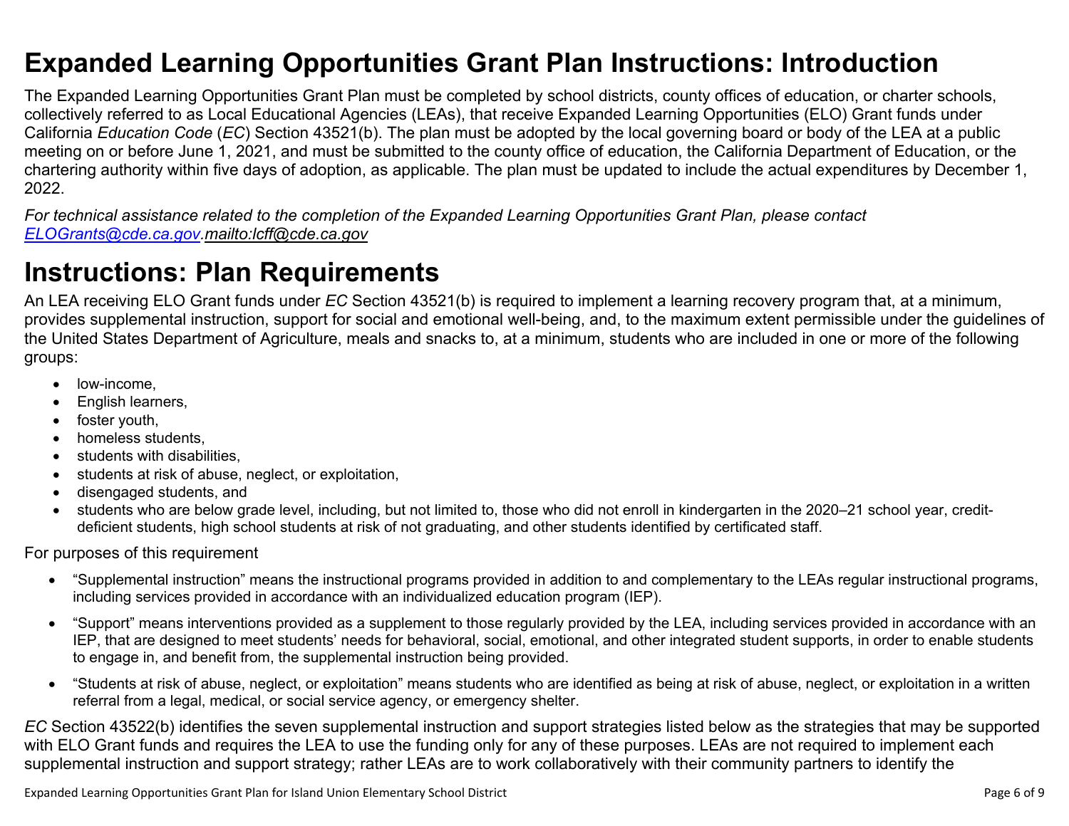# Expanded Learning Opportunities Grant Plan Instructions: Introduction

The Expanded Learning Opportunities Grant Plan must be completed by school districts, county offices of education, or charter schools, collectively referred to as Local Educational Agencies (LEAs), that receive Expanded Learning Opportunities (ELO) Grant funds under California *Education Code* (*EC*) Section 43521(b). The plan must be adopted by the local governing board or body of the LEA at a public meeting on or before June 1, 2021, and must be submitted to the county office of education, the California Department of Education, or the chartering authority within five days of adoption, as applicable. The plan must be updated to include the actual expenditures by December 1, 2022.

*For technical assistance related to the completion of the Expanded Learning Opportunities Grant Plan, please contact [ELOGrants@cde.ca.gov](mailto:ELOGrants@cde.ca.gov).mailto:lcff@cde.ca.gov*

# Instructions: Plan Requirements

An LEA receiving ELO Grant funds under *EC* Section 43521(b) is required to implement a learning recovery program that, at a minimum, provides supplemental instruction, support for social and emotional well-being, and, to the maximum extent permissible under the guidelines of the United States Department of Agriculture, meals and snacks to, at a minimum, students who are included in one or more of the following groups:

- low-income,
- English learners,
- foster youth,
- homeless students,
- students with disabilities,
- students at risk of abuse, neglect, or exploitation,
- disengaged students, and
- students who are below grade level, including, but not limited to, those who did not enroll in kindergarten in the 2020–21 school year, credit-deficient students, high school students at risk of not graduating, and other students identified by certificated staff.

For purposes of this requirement

- "Supplemental instruction" means the instructional programs provided in addition to and complementary to the LEAs regular instructional programs, including services provided in accordance with an individualized education program (IEP).
- "Support" means interventions provided as a supplement to those regularly provided by the LEA, including services provided in accordance with an IEP, that are designed to meet students' needs for behavioral, social, emotional, and other integrated student supports, in order to enable students to engage in, and benefit from, the supplemental instruction being provided.
- "Students at risk of abuse, neglect, or exploitation" means students who are identified as being at risk of abuse, neglect, or exploitation in a written referral from a legal, medical, or social service agency, or emergency shelter.

*EC* Section 43522(b) identifies the seven supplemental instruction and support strategies listed below as the strategies that may be supported with ELO Grant funds and requires the LEA to use the funding only for any of these purposes. LEAs are not required to implement each supplemental instruction and support strategy; rather LEAs are to work collaboratively with their community partners to identify the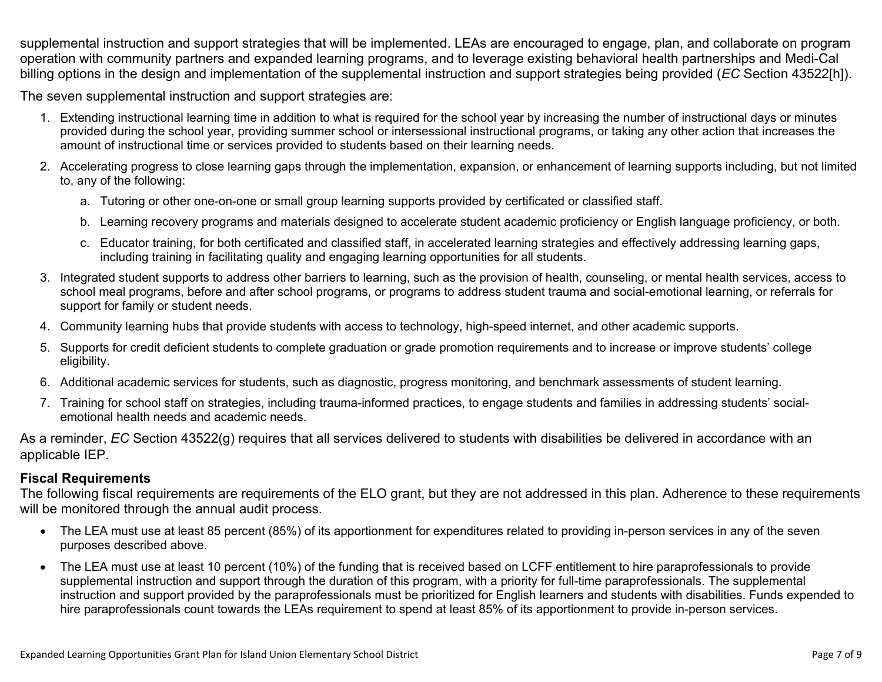supplemental instruction and support strategies that will be implemented. LEAs are encouraged to engage, plan, and collaborate on program operation with community partners and expanded learning programs, and to leverage existing behavioral health partnerships and Medi-Cal billing options in the design and implementation of the supplemental instruction and support strategies being provided (*EC* Section 43522[h]).

The seven supplemental instruction and support strategies are:

1. Extending instructional learning time in addition to what is required for the school year by increasing the number of instructional days or minutes provided during the school year, providing summer school or intersessional instructional programs, or taking any other action that increases the amount of instructional time or services provided to students based on their learning needs.
2. Accelerating progress to close learning gaps through the implementation, expansion, or enhancement of learning supports including, but not limited to, any of the following:
    a. Tutoring or other one-on-one or small group learning supports provided by certificated or classified staff.
    b. Learning recovery programs and materials designed to accelerate student academic proficiency or English language proficiency, or both.
    c. Educator training, for both certificated and classified staff, in accelerated learning strategies and effectively addressing learning gaps, including training in facilitating quality and engaging learning opportunities for all students.
3. Integrated student supports to address other barriers to learning, such as the provision of health, counseling, or mental health services, access to school meal programs, before and after school programs, or programs to address student trauma and social-emotional learning, or referrals for support for family or student needs.
4. Community learning hubs that provide students with access to technology, high-speed internet, and other academic supports.
5. Supports for credit deficient students to complete graduation or grade promotion requirements and to increase or improve students' college eligibility.
6. Additional academic services for students, such as diagnostic, progress monitoring, and benchmark assessments of student learning.
7. Training for school staff on strategies, including trauma-informed practices, to engage students and families in addressing students' social-emotional health needs and academic needs.

As a reminder, *EC* Section 43522(g) requires that all services delivered to students with disabilities be delivered in accordance with an applicable IEP.

**Fiscal Requirements**

The following fiscal requirements are requirements of the ELO grant, but they are not addressed in this plan. Adherence to these requirements will be monitored through the annual audit process.

- The LEA must use at least 85 percent (85%) of its apportionment for expenditures related to providing in-person services in any of the seven purposes described above.
- The LEA must use at least 10 percent (10%) of the funding that is received based on LCFF entitlement to hire paraprofessionals to provide supplemental instruction and support through the duration of this program, with a priority for full-time paraprofessionals. The supplemental instruction and support provided by the paraprofessionals must be prioritized for English learners and students with disabilities. Funds expended to hire paraprofessionals count towards the LEAs requirement to spend at least 85% of its apportionment to provide in-person services.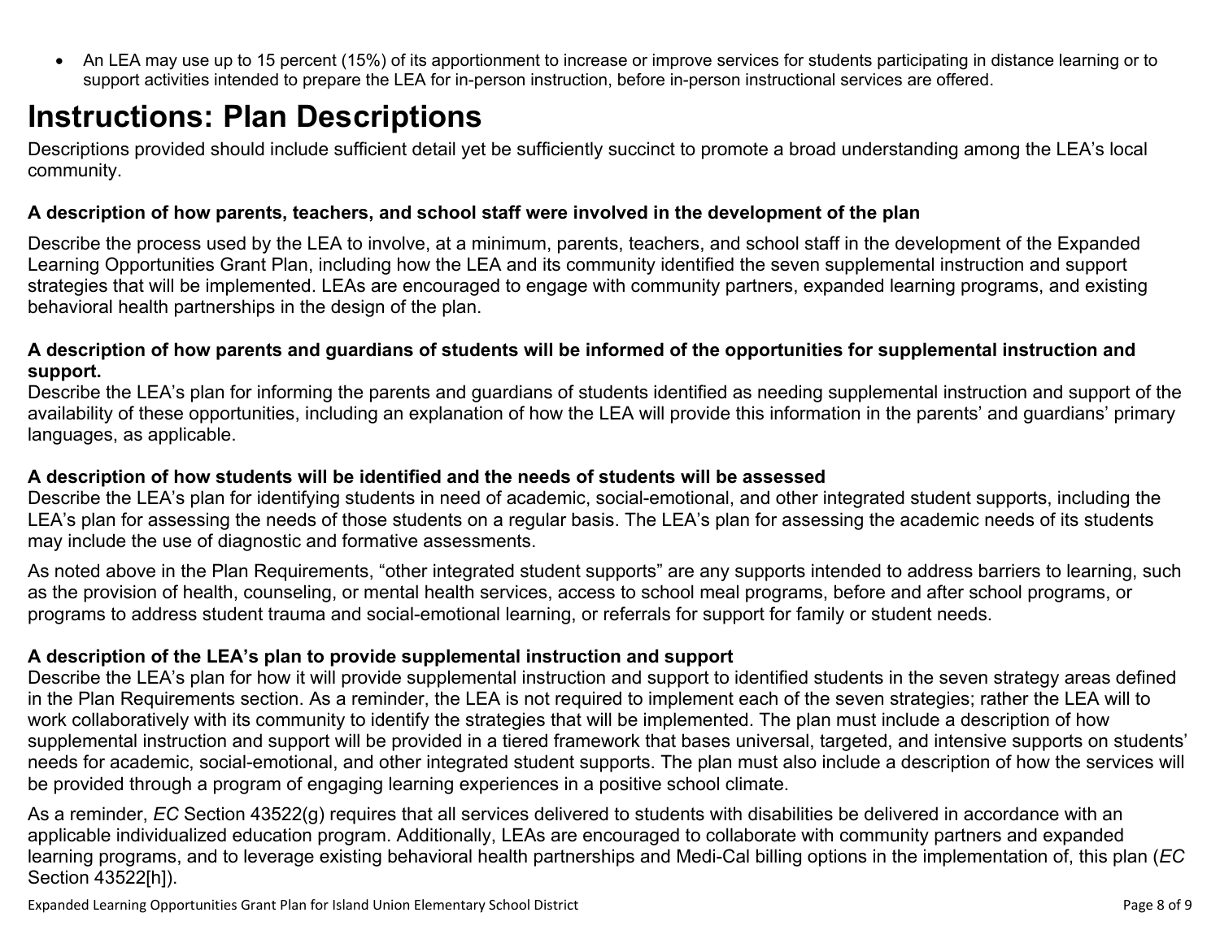- An LEA may use up to 15 percent (15%) of its apportionment to increase or improve services for students participating in distance learning or to support activities intended to prepare the LEA for in-person instruction, before in-person instructional services are offered.

# Instructions: Plan Descriptions

Descriptions provided should include sufficient detail yet be sufficiently succinct to promote a broad understanding among the LEA's local community.

**A description of how parents, teachers, and school staff were involved in the development of the plan**

Describe the process used by the LEA to involve, at a minimum, parents, teachers, and school staff in the development of the Expanded Learning Opportunities Grant Plan, including how the LEA and its community identified the seven supplemental instruction and support strategies that will be implemented. LEAs are encouraged to engage with community partners, expanded learning programs, and existing behavioral health partnerships in the design of the plan.

**A description of how parents and guardians of students will be informed of the opportunities for supplemental instruction and support.**

Describe the LEA's plan for informing the parents and guardians of students identified as needing supplemental instruction and support of the availability of these opportunities, including an explanation of how the LEA will provide this information in the parents' and guardians' primary languages, as applicable.

**A description of how students will be identified and the needs of students will be assessed**

Describe the LEA's plan for identifying students in need of academic, social-emotional, and other integrated student supports, including the LEA's plan for assessing the needs of those students on a regular basis. The LEA's plan for assessing the academic needs of its students may include the use of diagnostic and formative assessments.

As noted above in the Plan Requirements, "other integrated student supports" are any supports intended to address barriers to learning, such as the provision of health, counseling, or mental health services, access to school meal programs, before and after school programs, or programs to address student trauma and social-emotional learning, or referrals for support for family or student needs.

**A description of the LEA's plan to provide supplemental instruction and support**

Describe the LEA's plan for how it will provide supplemental instruction and support to identified students in the seven strategy areas defined in the Plan Requirements section. As a reminder, the LEA is not required to implement each of the seven strategies; rather the LEA will to work collaboratively with its community to identify the strategies that will be implemented. The plan must include a description of how supplemental instruction and support will be provided in a tiered framework that bases universal, targeted, and intensive supports on students' needs for academic, social-emotional, and other integrated student supports. The plan must also include a description of how the services will be provided through a program of engaging learning experiences in a positive school climate.

As a reminder, *EC* Section 43522(g) requires that all services delivered to students with disabilities be delivered in accordance with an applicable individualized education program. Additionally, LEAs are encouraged to collaborate with community partners and expanded learning programs, and to leverage existing behavioral health partnerships and Medi-Cal billing options in the implementation of, this plan (*EC* Section 43522[h]).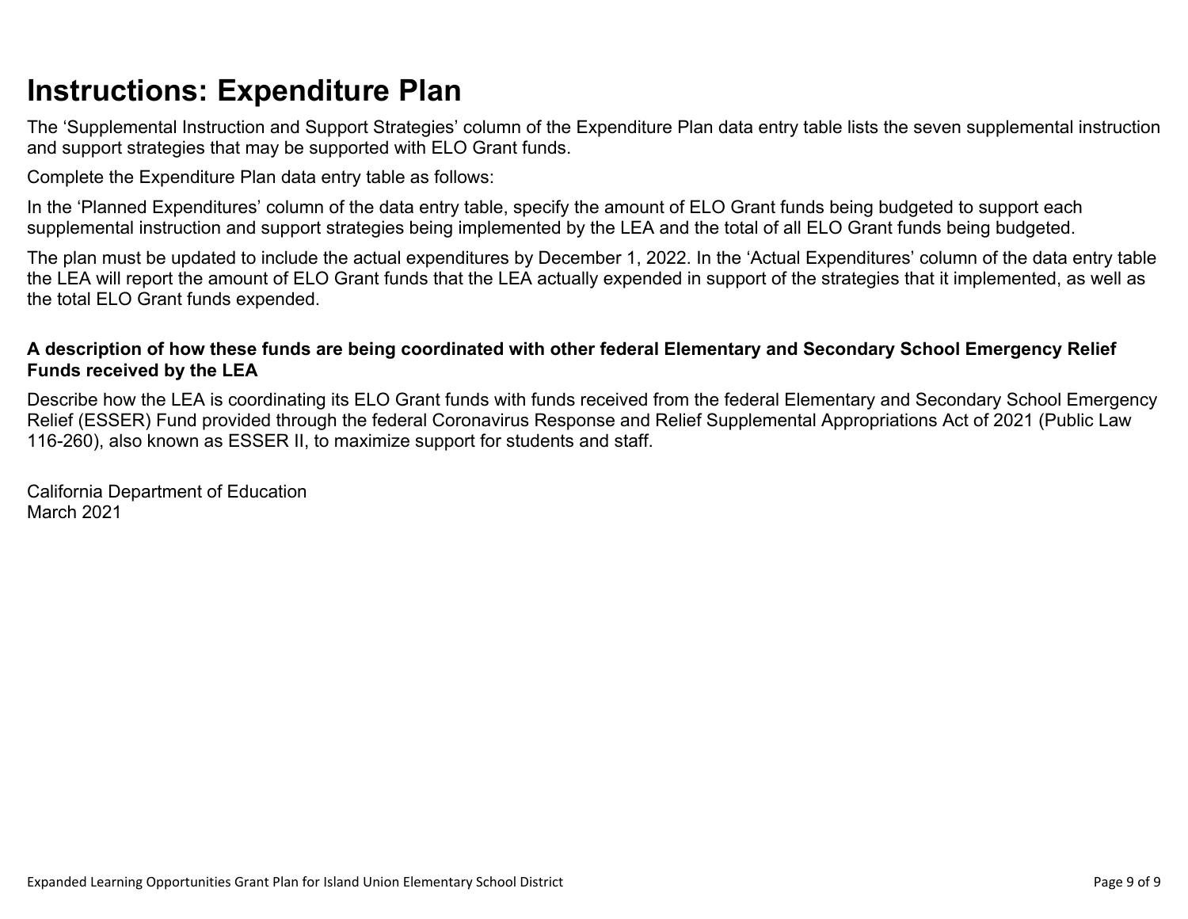# Instructions: Expenditure Plan

The 'Supplemental Instruction and Support Strategies' column of the Expenditure Plan data entry table lists the seven supplemental instruction and support strategies that may be supported with ELO Grant funds.

Complete the Expenditure Plan data entry table as follows:

In the 'Planned Expenditures' column of the data entry table, specify the amount of ELO Grant funds being budgeted to support each supplemental instruction and support strategies being implemented by the LEA and the total of all ELO Grant funds being budgeted.

The plan must be updated to include the actual expenditures by December 1, 2022. In the 'Actual Expenditures' column of the data entry table the LEA will report the amount of ELO Grant funds that the LEA actually expended in support of the strategies that it implemented, as well as the total ELO Grant funds expended.

**A description of how these funds are being coordinated with other federal Elementary and Secondary School Emergency Relief Funds received by the LEA**

Describe how the LEA is coordinating its ELO Grant funds with funds received from the federal Elementary and Secondary School Emergency Relief (ESSER) Fund provided through the federal Coronavirus Response and Relief Supplemental Appropriations Act of 2021 (Public Law 116-260), also known as ESSER II, to maximize support for students and staff.

California Department of Education
March 2021